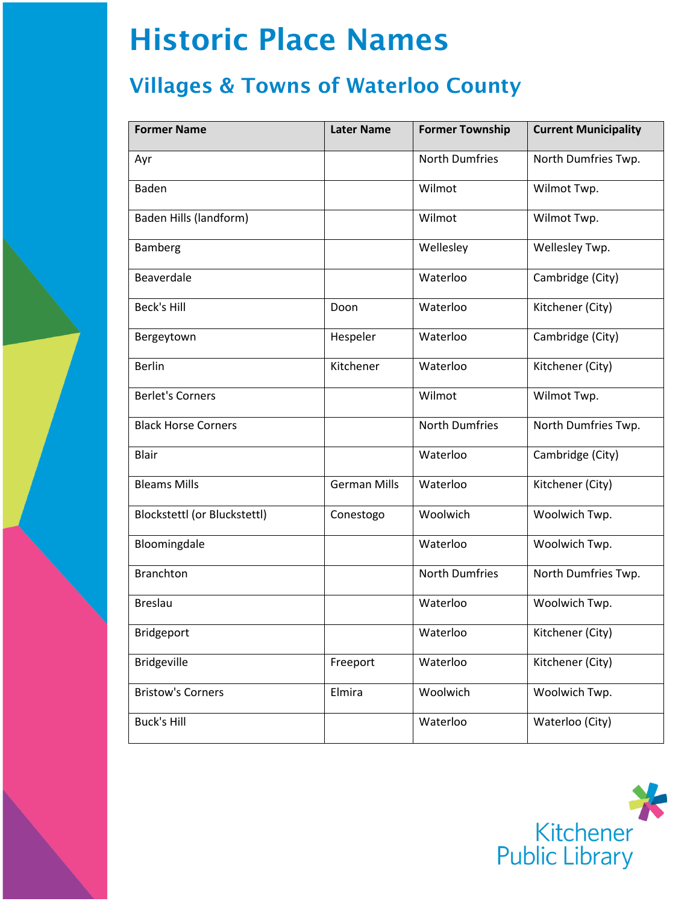# Historic Place Names

## Villages & Towns of Waterloo County

| Former Name | Later Name | Former Township | Current Municipality |
|---|---|---|---|
| Ayr | | North Dumfries | North Dumfries Twp. |
| Baden | | Wilmot | Wilmot Twp. |
| Baden Hills (landform) | | Wilmot | Wilmot Twp. |
| Bamberg | | Wellesley | Wellesley Twp. |
| Beaverdale | | Waterloo | Cambridge (City) |
| Beck's Hill | Doon | Waterloo | Kitchener (City) |
| Bergeytown | Hespeler | Waterloo | Cambridge (City) |
| Berlin | Kitchener | Waterloo | Kitchener (City) |
| Berlet's Corners | | Wilmot | Wilmot Twp. |
| Black Horse Corners | | North Dumfries | North Dumfries Twp. |
| Blair | | Waterloo | Cambridge (City) |
| Bleams Mills | German Mills | Waterloo | Kitchener (City) |
| Blockstettl (or Bluckstettl) | Conestogo | Woolwich | Woolwich Twp. |
| Bloomingdale | | Waterloo | Woolwich Twp. |
| Branchton | | North Dumfries | North Dumfries Twp. |
| Breslau | | Waterloo | Woolwich Twp. |
| Bridgeport | | Waterloo | Kitchener (City) |
| Bridgeville | Freeport | Waterloo | Kitchener (City) |
| Bristow's Corners | Elmira | Woolwich | Woolwich Twp. |
| Buck's Hill | | Waterloo | Waterloo (City) |

Kitchener Public Library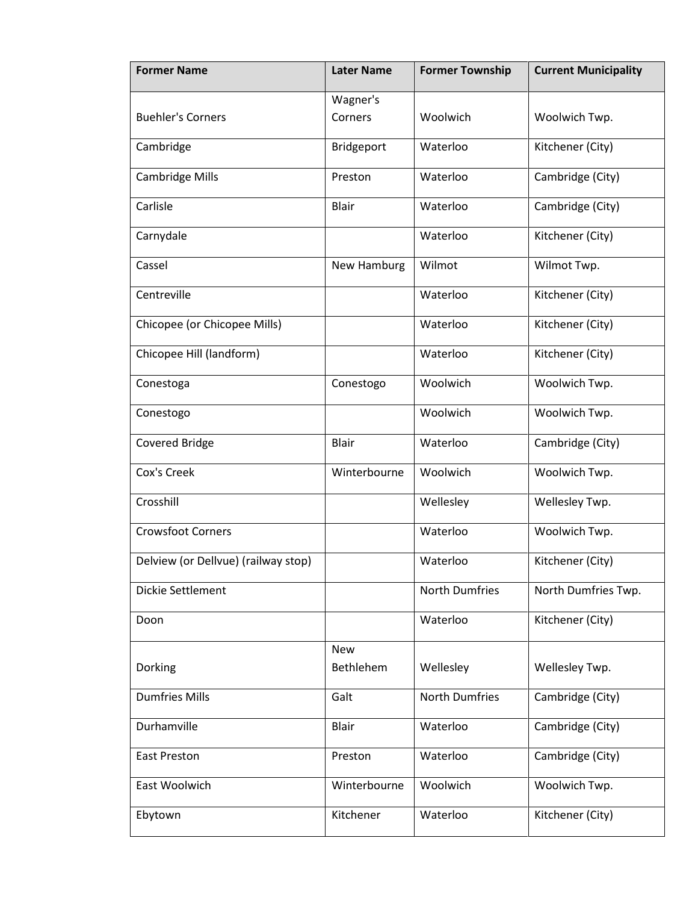| Former Name | Later Name | Former Township | Current Municipality |
| --- | --- | --- | --- |
| Buehler's Corners | Wagner's Corners | Woolwich | Woolwich Twp. |
| Cambridge | Bridgeport | Waterloo | Kitchener (City) |
| Cambridge Mills | Preston | Waterloo | Cambridge (City) |
| Carlisle | Blair | Waterloo | Cambridge (City) |
| Carnydale | | Waterloo | Kitchener (City) |
| Cassel | New Hamburg | Wilmot | Wilmot Twp. |
| Centreville | | Waterloo | Kitchener (City) |
| Chicopee (or Chicopee Mills) | | Waterloo | Kitchener (City) |
| Chicopee Hill (landform) | | Waterloo | Kitchener (City) |
| Conestoga | Conestogo | Woolwich | Woolwich Twp. |
| Conestogo | | Woolwich | Woolwich Twp. |
| Covered Bridge | Blair | Waterloo | Cambridge (City) |
| Cox's Creek | Winterbourne | Woolwich | Woolwich Twp. |
| Crosshill | | Wellesley | Wellesley Twp. |
| Crowsfoot Corners | | Waterloo | Woolwich Twp. |
| Delview (or Dellvue) (railway stop) | | Waterloo | Kitchener (City) |
| Dickie Settlement | | North Dumfries | North Dumfries Twp. |
| Doon | | Waterloo | Kitchener (City) |
| Dorking | New Bethlehem | Wellesley | Wellesley Twp. |
| Dumfries Mills | Galt | North Dumfries | Cambridge (City) |
| Durhamville | Blair | Waterloo | Cambridge (City) |
| East Preston | Preston | Waterloo | Cambridge (City) |
| East Woolwich | Winterbourne | Woolwich | Woolwich Twp. |
| Ebytown | Kitchener | Waterloo | Kitchener (City) |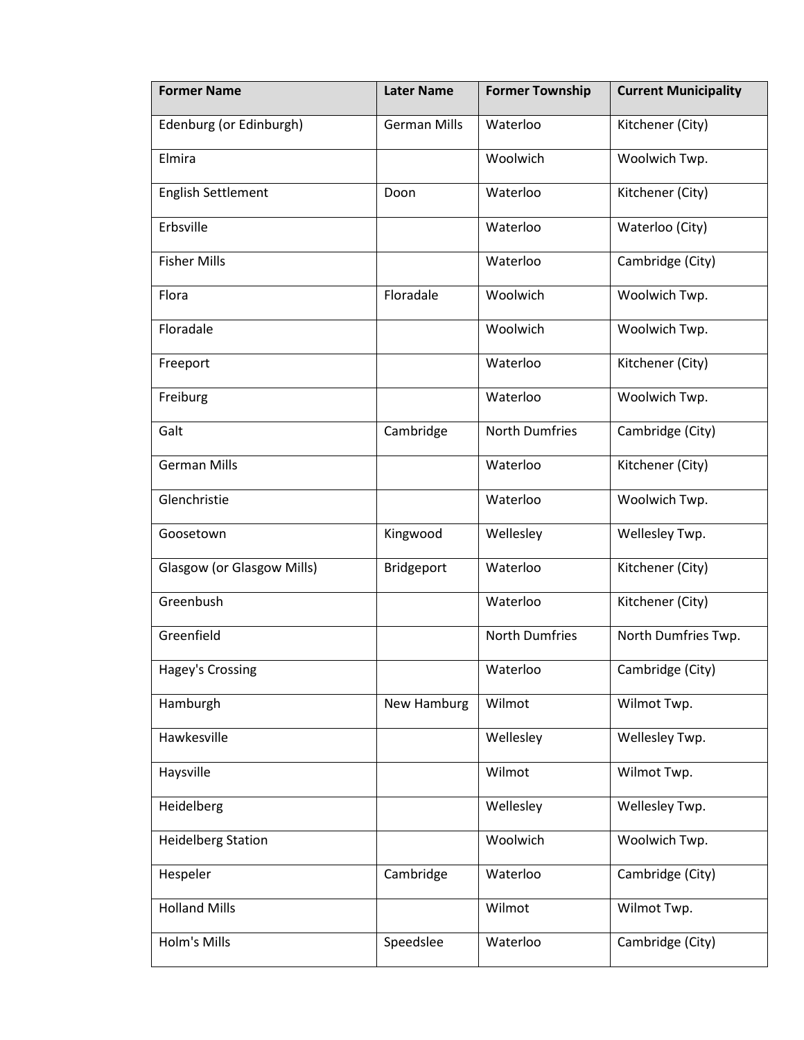| Former Name | Later Name | Former Township | Current Municipality |
|---|---|---|---|
| Edenburg (or Edinburgh) | German Mills | Waterloo | Kitchener (City) |
| Elmira | | Woolwich | Woolwich Twp. |
| English Settlement | Doon | Waterloo | Kitchener (City) |
| Erbsville | | Waterloo | Waterloo (City) |
| Fisher Mills | | Waterloo | Cambridge (City) |
| Flora | Floradale | Woolwich | Woolwich Twp. |
| Floradale | | Woolwich | Woolwich Twp. |
| Freeport | | Waterloo | Kitchener (City) |
| Freiburg | | Waterloo | Woolwich Twp. |
| Galt | Cambridge | North Dumfries | Cambridge (City) |
| German Mills | | Waterloo | Kitchener (City) |
| Glenchristie | | Waterloo | Woolwich Twp. |
| Goosetown | Kingwood | Wellesley | Wellesley Twp. |
| Glasgow (or Glasgow Mills) | Bridgeport | Waterloo | Kitchener (City) |
| Greenbush | | Waterloo | Kitchener (City) |
| Greenfield | | North Dumfries | North Dumfries Twp. |
| Hagey's Crossing | | Waterloo | Cambridge (City) |
| Hamburgh | New Hamburg | Wilmot | Wilmot Twp. |
| Hawkesville | | Wellesley | Wellesley Twp. |
| Haysville | | Wilmot | Wilmot Twp. |
| Heidelberg | | Wellesley | Wellesley Twp. |
| Heidelberg Station | | Woolwich | Woolwich Twp. |
| Hespeler | Cambridge | Waterloo | Cambridge (City) |
| Holland Mills | | Wilmot | Wilmot Twp. |
| Holm's Mills | Speedslee | Waterloo | Cambridge (City) |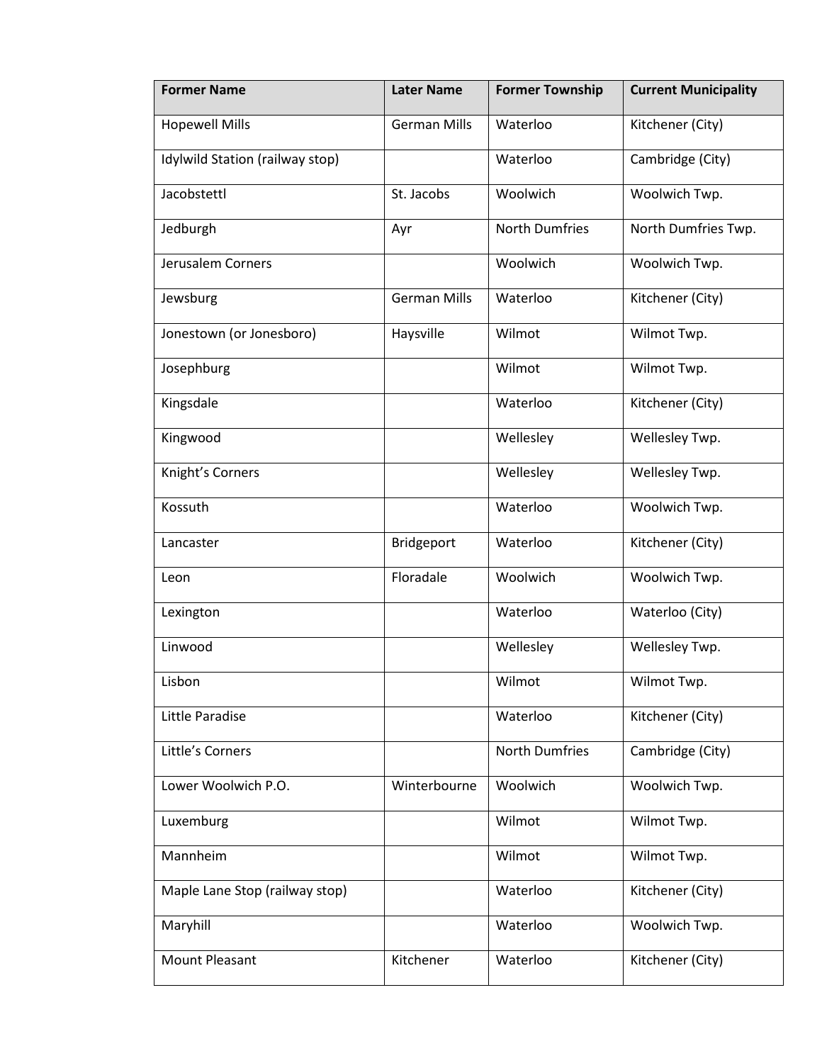| Former Name | Later Name | Former Township | Current Municipality |
|---|---|---|---|
| Hopewell Mills | German Mills | Waterloo | Kitchener (City) |
| Idylwild Station (railway stop) | | Waterloo | Cambridge (City) |
| Jacobstettl | St. Jacobs | Woolwich | Woolwich Twp. |
| Jedburgh | Ayr | North Dumfries | North Dumfries Twp. |
| Jerusalem Corners | | Woolwich | Woolwich Twp. |
| Jewsburg | German Mills | Waterloo | Kitchener (City) |
| Jonestown (or Jonesboro) | Haysville | Wilmot | Wilmot Twp. |
| Josephburg | | Wilmot | Wilmot Twp. |
| Kingsdale | | Waterloo | Kitchener (City) |
| Kingwood | | Wellesley | Wellesley Twp. |
| Knight's Corners | | Wellesley | Wellesley Twp. |
| Kossuth | | Waterloo | Woolwich Twp. |
| Lancaster | Bridgeport | Waterloo | Kitchener (City) |
| Leon | Floradale | Woolwich | Woolwich Twp. |
| Lexington | | Waterloo | Waterloo (City) |
| Linwood | | Wellesley | Wellesley Twp. |
| Lisbon | | Wilmot | Wilmot Twp. |
| Little Paradise | | Waterloo | Kitchener (City) |
| Little's Corners | | North Dumfries | Cambridge (City) |
| Lower Woolwich P.O. | Winterbourne | Woolwich | Woolwich Twp. |
| Luxemburg | | Wilmot | Wilmot Twp. |
| Mannheim | | Wilmot | Wilmot Twp. |
| Maple Lane Stop (railway stop) | | Waterloo | Kitchener (City) |
| Maryhill | | Waterloo | Woolwich Twp. |
| Mount Pleasant | Kitchener | Waterloo | Kitchener (City) |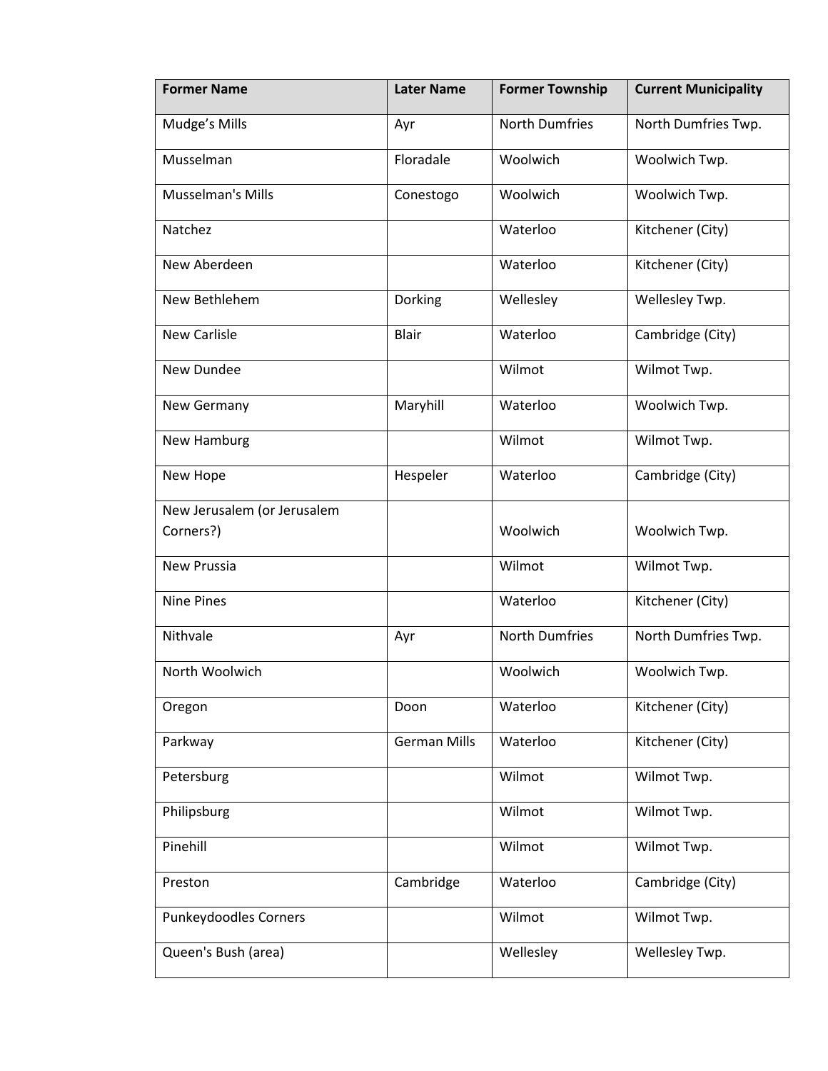| Former Name | Later Name | Former Township | Current Municipality |
| --- | --- | --- | --- |
| Mudge's Mills | Ayr | North Dumfries | North Dumfries Twp. |
| Musselman | Floradale | Woolwich | Woolwich Twp. |
| Musselman's Mills | Conestogo | Woolwich | Woolwich Twp. |
| Natchez | | Waterloo | Kitchener (City) |
| New Aberdeen | | Waterloo | Kitchener (City) |
| New Bethlehem | Dorking | Wellesley | Wellesley Twp. |
| New Carlisle | Blair | Waterloo | Cambridge (City) |
| New Dundee | | Wilmot | Wilmot Twp. |
| New Germany | Maryhill | Waterloo | Woolwich Twp. |
| New Hamburg | | Wilmot | Wilmot Twp. |
| New Hope | Hespeler | Waterloo | Cambridge (City) |
| New Jerusalem (or Jerusalem Corners?) | | Woolwich | Woolwich Twp. |
| New Prussia | | Wilmot | Wilmot Twp. |
| Nine Pines | | Waterloo | Kitchener (City) |
| Nithvale | Ayr | North Dumfries | North Dumfries Twp. |
| North Woolwich | | Woolwich | Woolwich Twp. |
| Oregon | Doon | Waterloo | Kitchener (City) |
| Parkway | German Mills | Waterloo | Kitchener (City) |
| Petersburg | | Wilmot | Wilmot Twp. |
| Philipsburg | | Wilmot | Wilmot Twp. |
| Pinehill | | Wilmot | Wilmot Twp. |
| Preston | Cambridge | Waterloo | Cambridge (City) |
| Punkeydoodles Corners | | Wilmot | Wilmot Twp. |
| Queen's Bush (area) | | Wellesley | Wellesley Twp. |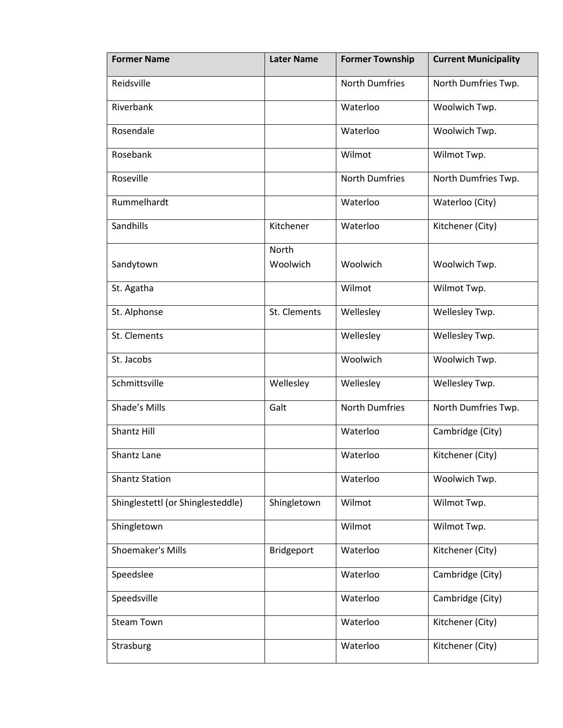| Former Name | Later Name | Former Township | Current Municipality |
|---|---|---|---|
| Reidsville | | North Dumfries | North Dumfries Twp. |
| Riverbank | | Waterloo | Woolwich Twp. |
| Rosendale | | Waterloo | Woolwich Twp. |
| Rosebank | | Wilmot | Wilmot Twp. |
| Roseville | | North Dumfries | North Dumfries Twp. |
| Rummelhardt | | Waterloo | Waterloo (City) |
| Sandhills | Kitchener | Waterloo | Kitchener (City) |
| Sandytown | North Woolwich | Woolwich | Woolwich Twp. |
| St. Agatha | | Wilmot | Wilmot Twp. |
| St. Alphonse | St. Clements | Wellesley | Wellesley Twp. |
| St. Clements | | Wellesley | Wellesley Twp. |
| St. Jacobs | | Woolwich | Woolwich Twp. |
| Schmittsville | Wellesley | Wellesley | Wellesley Twp. |
| Shade's Mills | Galt | North Dumfries | North Dumfries Twp. |
| Shantz Hill | | Waterloo | Cambridge (City) |
| Shantz Lane | | Waterloo | Kitchener (City) |
| Shantz Station | | Waterloo | Woolwich Twp. |
| Shinglestettl (or Shinglesteddle) | Shingletown | Wilmot | Wilmot Twp. |
| Shingletown | | Wilmot | Wilmot Twp. |
| Shoemaker's Mills | Bridgeport | Waterloo | Kitchener (City) |
| Speedslee | | Waterloo | Cambridge (City) |
| Speedsville | | Waterloo | Cambridge (City) |
| Steam Town | | Waterloo | Kitchener (City) |
| Strasburg | | Waterloo | Kitchener (City) |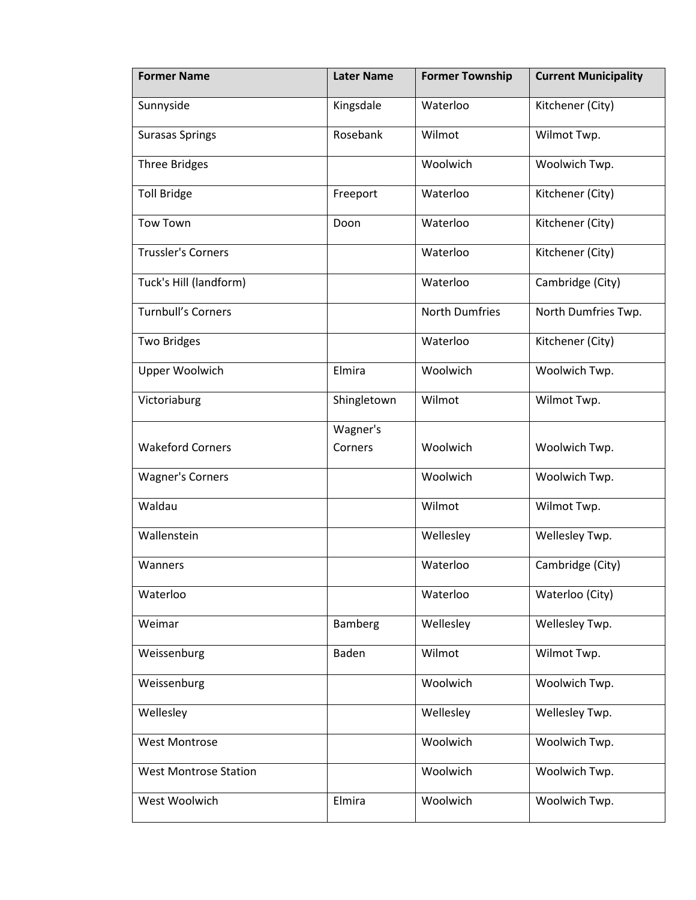| Former Name | Later Name | Former Township | Current Municipality |
| --- | --- | --- | --- |
| Sunnyside | Kingsdale | Waterloo | Kitchener (City) |
| Surasas Springs | Rosebank | Wilmot | Wilmot Twp. |
| Three Bridges | | Woolwich | Woolwich Twp. |
| Toll Bridge | Freeport | Waterloo | Kitchener (City) |
| Tow Town | Doon | Waterloo | Kitchener (City) |
| Trussler's Corners | | Waterloo | Kitchener (City) |
| Tuck's Hill (landform) | | Waterloo | Cambridge (City) |
| Turnbull's Corners | | North Dumfries | North Dumfries Twp. |
| Two Bridges | | Waterloo | Kitchener (City) |
| Upper Woolwich | Elmira | Woolwich | Woolwich Twp. |
| Victoriaburg | Shingletown | Wilmot | Wilmot Twp. |
| Wakeford Corners | Wagner's Corners | Woolwich | Woolwich Twp. |
| Wagner's Corners | | Woolwich | Woolwich Twp. |
| Waldau | | Wilmot | Wilmot Twp. |
| Wallenstein | | Wellesley | Wellesley Twp. |
| Wanners | | Waterloo | Cambridge (City) |
| Waterloo | | Waterloo | Waterloo (City) |
| Weimar | Bamberg | Wellesley | Wellesley Twp. |
| Weissenburg | Baden | Wilmot | Wilmot Twp. |
| Weissenburg | | Woolwich | Woolwich Twp. |
| Wellesley | | Wellesley | Wellesley Twp. |
| West Montrose | | Woolwich | Woolwich Twp. |
| West Montrose Station | | Woolwich | Woolwich Twp. |
| West Woolwich | Elmira | Woolwich | Woolwich Twp. |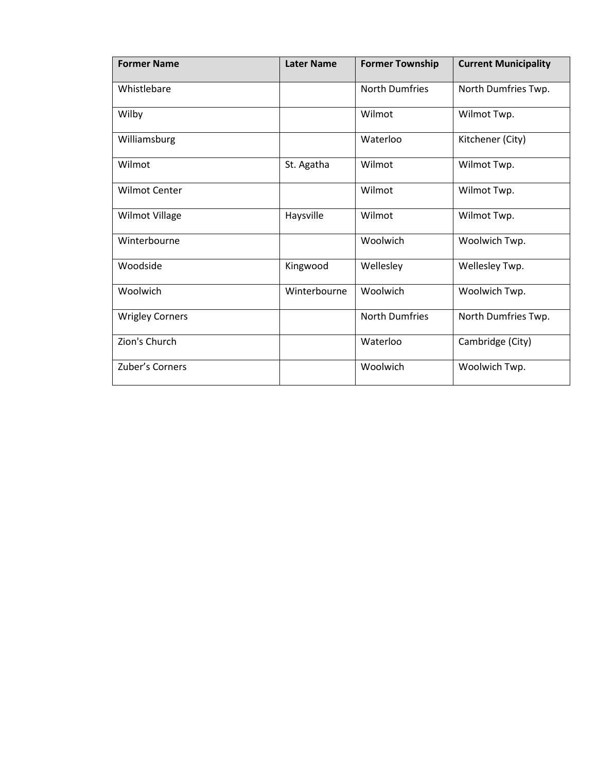| Former Name | Later Name | Former Township | Current Municipality |
| --- | --- | --- | --- |
| Whistlebare | | North Dumfries | North Dumfries Twp. |
| Wilby | | Wilmot | Wilmot Twp. |
| Williamsburg | | Waterloo | Kitchener (City) |
| Wilmot | St. Agatha | Wilmot | Wilmot Twp. |
| Wilmot Center | | Wilmot | Wilmot Twp. |
| Wilmot Village | Haysville | Wilmot | Wilmot Twp. |
| Winterbourne | | Woolwich | Woolwich Twp. |
| Woodside | Kingwood | Wellesley | Wellesley Twp. |
| Woolwich | Winterbourne | Woolwich | Woolwich Twp. |
| Wrigley Corners | | North Dumfries | North Dumfries Twp. |
| Zion's Church | | Waterloo | Cambridge (City) |
| Zuber’s Corners | | Woolwich | Woolwich Twp. |